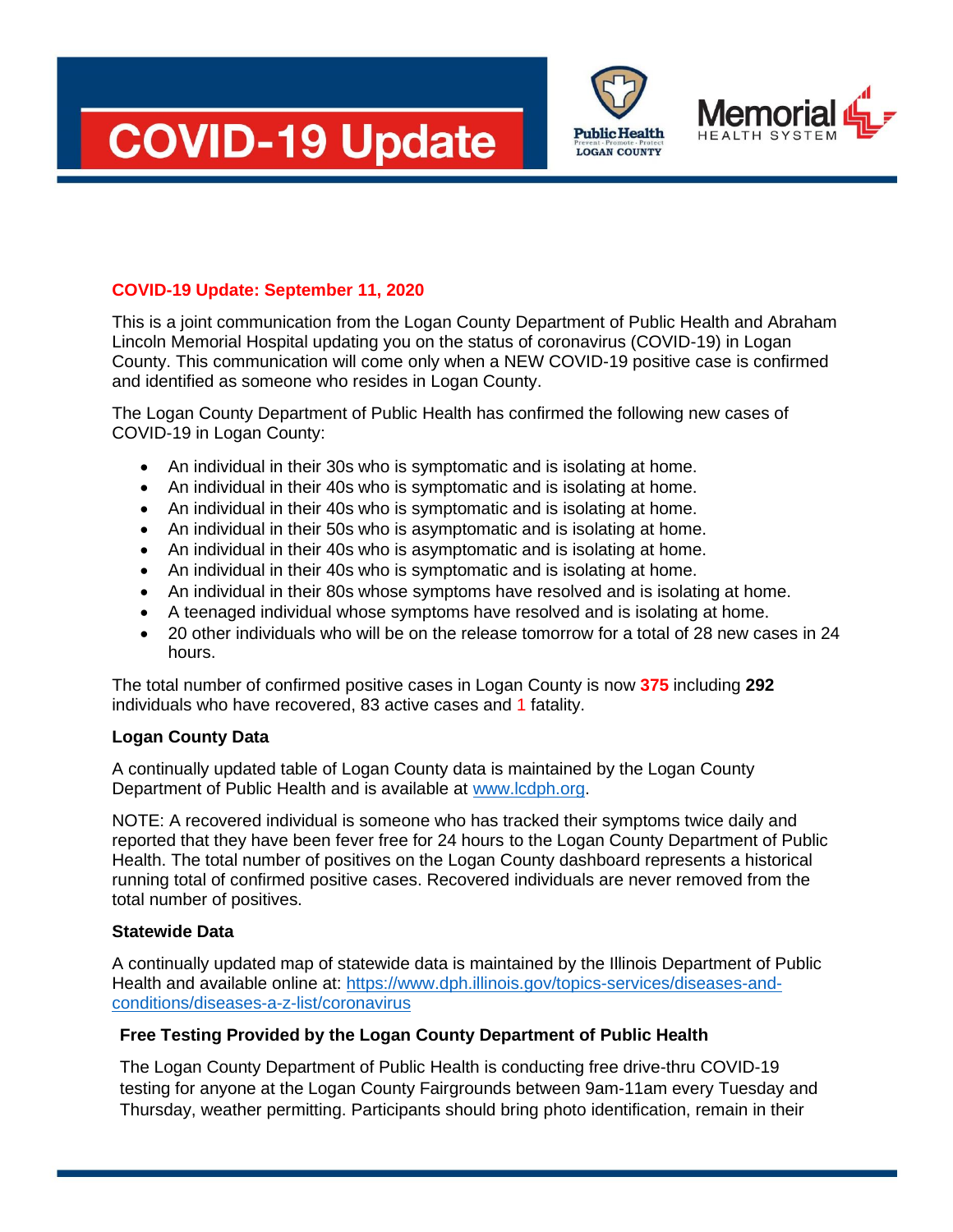# COVID-19 Update

Public Health
Prevent · Promote · Protect
LOGAN COUNTY

Memorial
HEALTH SYSTEM

**COVID-19 Update: September 11, 2020**

This is a joint communication from the Logan County Department of Public Health and Abraham Lincoln Memorial Hospital updating you on the status of coronavirus (COVID-19) in Logan County. This communication will come only when a NEW COVID-19 positive case is confirmed and identified as someone who resides in Logan County.

The Logan County Department of Public Health has confirmed the following new cases of COVID-19 in Logan County:

- An individual in their 30s who is symptomatic and is isolating at home.
- An individual in their 40s who is symptomatic and is isolating at home.
- An individual in their 40s who is symptomatic and is isolating at home.
- An individual in their 50s who is asymptomatic and is isolating at home.
- An individual in their 40s who is asymptomatic and is isolating at home.
- An individual in their 40s who is symptomatic and is isolating at home.
- An individual in their 80s whose symptoms have resolved and is isolating at home.
- A teenaged individual whose symptoms have resolved and is isolating at home.
- 20 other individuals who will be on the release tomorrow for a total of 28 new cases in 24 hours.

The total number of confirmed positive cases in Logan County is now **375** including **292** individuals who have recovered, 83 active cases and 1 fatality.

**Logan County Data**

A continually updated table of Logan County data is maintained by the Logan County Department of Public Health and is available at [www.lcdph.org](www.lcdph.org).

NOTE: A recovered individual is someone who has tracked their symptoms twice daily and reported that they have been fever free for 24 hours to the Logan County Department of Public Health. The total number of positives on the Logan County dashboard represents a historical running total of confirmed positive cases. Recovered individuals are never removed from the total number of positives.

**Statewide Data**

A continually updated map of statewide data is maintained by the Illinois Department of Public Health and available online at: [https://www.dph.illinois.gov/topics-services/diseases-and-conditions/diseases-a-z-list/coronavirus](https://www.dph.illinois.gov/topics-services/diseases-and-conditions/diseases-a-z-list/coronavirus)

**Free Testing Provided by the Logan County Department of Public Health**

The Logan County Department of Public Health is conducting free drive-thru COVID-19 testing for anyone at the Logan County Fairgrounds between 9am-11am every Tuesday and Thursday, weather permitting. Participants should bring photo identification, remain in their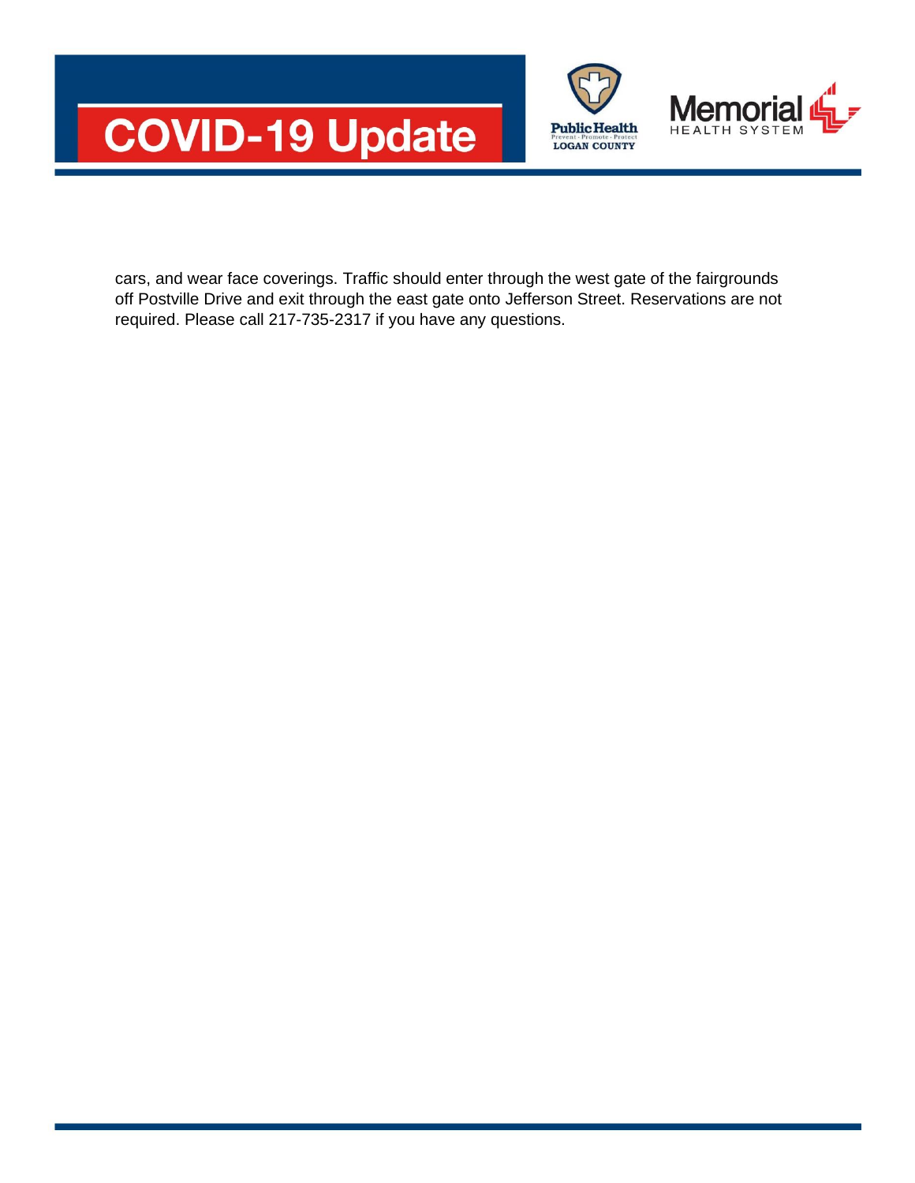cars, and wear face coverings. Traffic should enter through the west gate of the fairgrounds off Postville Drive and exit through the east gate onto Jefferson Street. Reservations are not required. Please call 217-735-2317 if you have any questions.